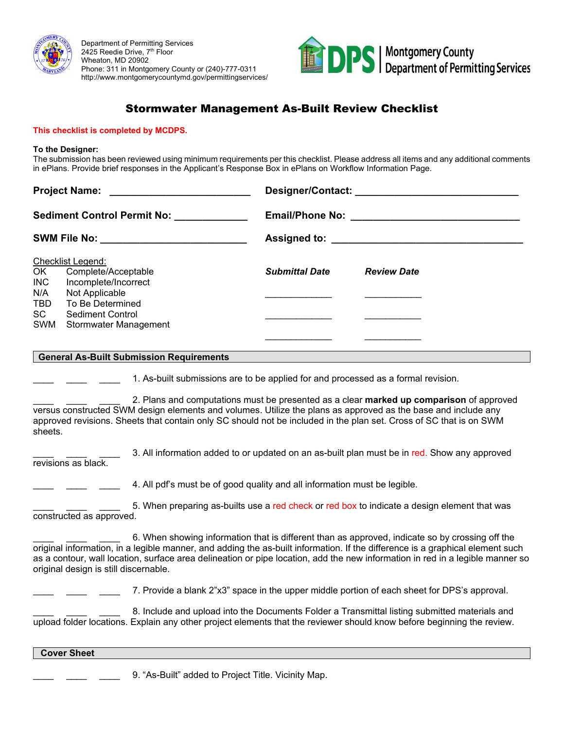Department of Permitting Services
2425 Reedie Drive, 7th Floor
Wheaton, MD 20902
Phone: 311 in Montgomery County or (240)-777-0311
http://www.montgomerycountymd.gov/permittingservices/

DPS | Montgomery County Department of Permitting Services

# Stormwater Management As-Built Review Checklist

**This checklist is completed by MCDPS.**

**To the Designer:**
The submission has been reviewed using minimum requirements per this checklist. Please address all items and any additional comments in ePlans. Provide brief responses in the Applicant's Response Box in ePlans on Workflow Information Page.

**Project Name:** ________________________ **Designer/Contact:** ____________________________

**Sediment Control Permit No:** ____________ **Email/Phone No:** _____________________________

**SWM File No:** _________________________ **Assigned to:** _________________________________

Checklist Legend:

| | |
|---|---|
| OK | Complete/Acceptable |
| INC | Incomplete/Incorrect |
| N/A | Not Applicable |
| TBD | To Be Determined |
| SC | Sediment Control |
| SWM | Stormwater Management |

| *Submittal Date* | *Review Date* |
|---|---|
| ____________ | __________ |
| ____________ | __________ |
| ____________ | __________ |

## General As-Built Submission Requirements

____ ____ ____ 1. As-built submissions are to be applied for and processed as a formal revision.

____ ____ ____ 2. Plans and computations must be presented as a clear **marked up comparison** of approved versus constructed SWM design elements and volumes. Utilize the plans as approved as the base and include any approved revisions. Sheets that contain only SC should not be included in the plan set. Cross of SC that is on SWM sheets.

____ ____ ____ 3. All information added to or updated on an as-built plan must be in red. Show any approved revisions as black.

____ ____ ____ 4. All pdf's must be of good quality and all information must be legible.

____ ____ ____ 5. When preparing as-builts use a red check or red box to indicate a design element that was constructed as approved.

____ ____ ____ 6. When showing information that is different than as approved, indicate so by crossing off the original information, in a legible manner, and adding the as-built information. If the difference is a graphical element such as a contour, wall location, surface area delineation or pipe location, add the new information in red in a legible manner so original design is still discernable.

____ ____ ____ 7. Provide a blank 2"x3" space in the upper middle portion of each sheet for DPS's approval.

____ ____ ____ 8. Include and upload into the Documents Folder a Transmittal listing submitted materials and upload folder locations. Explain any other project elements that the reviewer should know before beginning the review.

## Cover Sheet

____ ____ ____ 9. "As-Built" added to Project Title. Vicinity Map.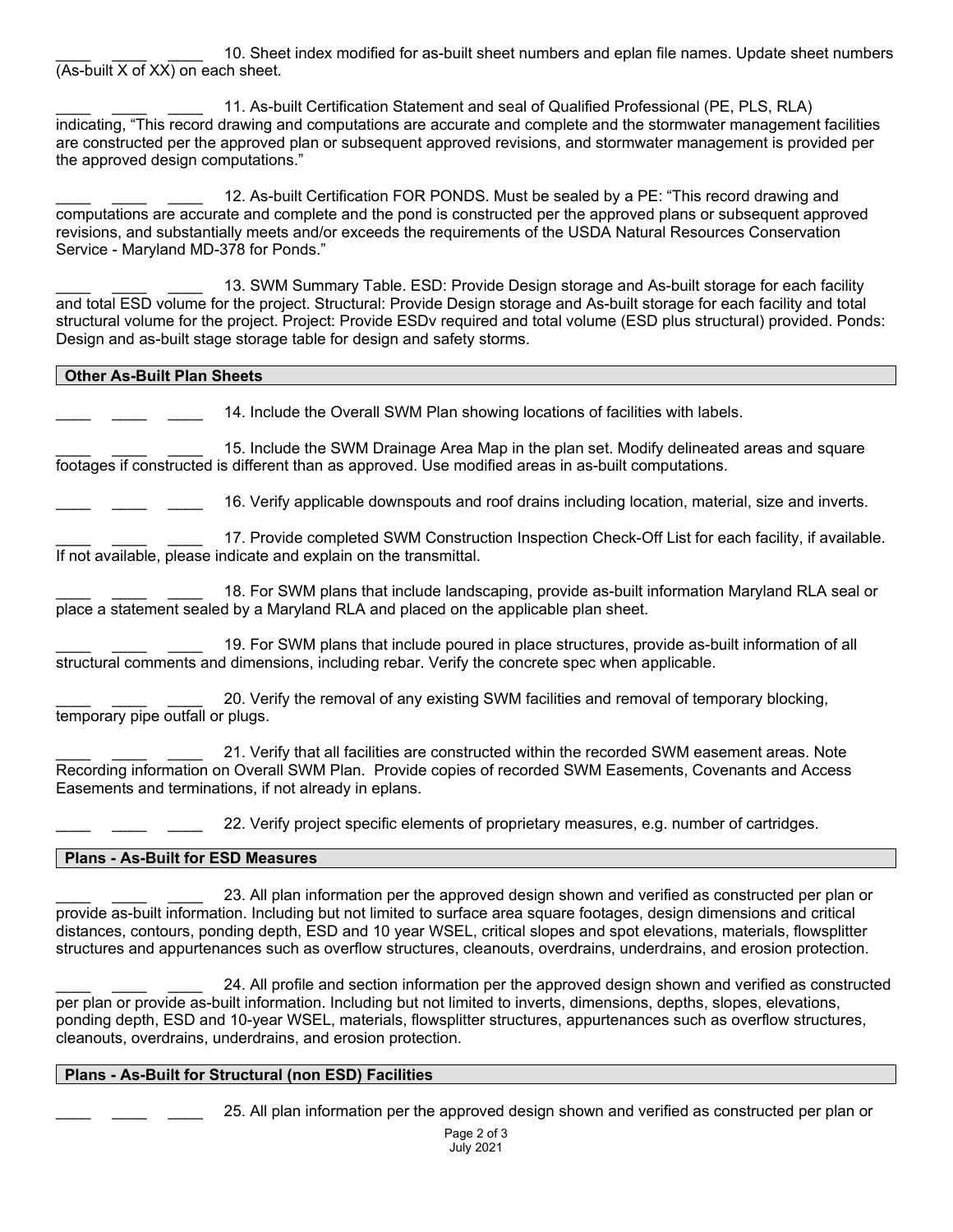\_\_\_\_ \_\_\_\_ \_\_\_\_ 10. Sheet index modified for as-built sheet numbers and eplan file names. Update sheet numbers (As-built X of XX) on each sheet.

\_\_\_\_ \_\_\_\_ \_\_\_\_ 11. As-built Certification Statement and seal of Qualified Professional (PE, PLS, RLA) indicating, "This record drawing and computations are accurate and complete and the stormwater management facilities are constructed per the approved plan or subsequent approved revisions, and stormwater management is provided per the approved design computations."

\_\_\_\_ \_\_\_\_ \_\_\_\_ 12. As-built Certification FOR PONDS. Must be sealed by a PE: "This record drawing and computations are accurate and complete and the pond is constructed per the approved plans or subsequent approved revisions, and substantially meets and/or exceeds the requirements of the USDA Natural Resources Conservation Service - Maryland MD-378 for Ponds."

\_\_\_\_ \_\_\_\_ \_\_\_\_ 13. SWM Summary Table. ESD: Provide Design storage and As-built storage for each facility and total ESD volume for the project. Structural: Provide Design storage and As-built storage for each facility and total structural volume for the project. Project: Provide ESDv required and total volume (ESD plus structural) provided. Ponds: Design and as-built stage storage table for design and safety storms.

**Other As-Built Plan Sheets**

\_\_\_\_ \_\_\_\_ \_\_\_\_ 14. Include the Overall SWM Plan showing locations of facilities with labels.

\_\_\_\_ \_\_\_\_ \_\_\_\_ 15. Include the SWM Drainage Area Map in the plan set. Modify delineated areas and square footages if constructed is different than as approved. Use modified areas in as-built computations.

\_\_\_\_ \_\_\_\_ \_\_\_\_ 16. Verify applicable downspouts and roof drains including location, material, size and inverts.

\_\_\_\_ \_\_\_\_ \_\_\_\_ 17. Provide completed SWM Construction Inspection Check-Off List for each facility, if available. If not available, please indicate and explain on the transmittal.

\_\_\_\_ \_\_\_\_ \_\_\_\_ 18. For SWM plans that include landscaping, provide as-built information Maryland RLA seal or place a statement sealed by a Maryland RLA and placed on the applicable plan sheet.

\_\_\_\_ \_\_\_\_ \_\_\_\_ 19. For SWM plans that include poured in place structures, provide as-built information of all structural comments and dimensions, including rebar. Verify the concrete spec when applicable.

\_\_\_\_ \_\_\_\_ \_\_\_\_ 20. Verify the removal of any existing SWM facilities and removal of temporary blocking, temporary pipe outfall or plugs.

\_\_\_\_ \_\_\_\_ \_\_\_\_ 21. Verify that all facilities are constructed within the recorded SWM easement areas. Note Recording information on Overall SWM Plan. Provide copies of recorded SWM Easements, Covenants and Access Easements and terminations, if not already in eplans.

\_\_\_\_ \_\_\_\_ \_\_\_\_ 22. Verify project specific elements of proprietary measures, e.g. number of cartridges.

**Plans - As-Built for ESD Measures**

\_\_\_\_ \_\_\_\_ \_\_\_\_ 23. All plan information per the approved design shown and verified as constructed per plan or provide as-built information. Including but not limited to surface area square footages, design dimensions and critical distances, contours, ponding depth, ESD and 10 year WSEL, critical slopes and spot elevations, materials, flowsplitter structures and appurtenances such as overflow structures, cleanouts, overdrains, underdrains, and erosion protection.

\_\_\_\_ \_\_\_\_ \_\_\_\_ 24. All profile and section information per the approved design shown and verified as constructed per plan or provide as-built information. Including but not limited to inverts, dimensions, depths, slopes, elevations, ponding depth, ESD and 10-year WSEL, materials, flowsplitter structures, appurtenances such as overflow structures, cleanouts, overdrains, underdrains, and erosion protection.

**Plans - As-Built for Structural (non ESD) Facilities**

\_\_\_\_ \_\_\_\_ \_\_\_\_ 25. All plan information per the approved design shown and verified as constructed per plan or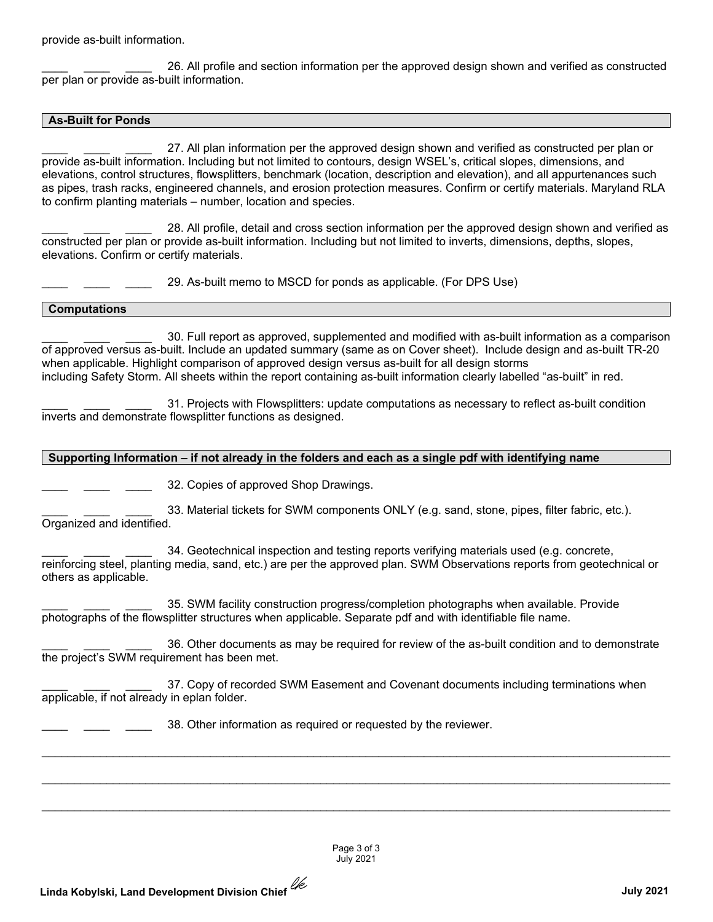provide as-built information.

\_\_\_\_ \_\_\_\_ \_\_\_\_ 26. All profile and section information per the approved design shown and verified as constructed per plan or provide as-built information.

**As-Built for Ponds**

\_\_\_\_ \_\_\_\_ \_\_\_\_ 27. All plan information per the approved design shown and verified as constructed per plan or provide as-built information. Including but not limited to contours, design WSEL's, critical slopes, dimensions, and elevations, control structures, flowsplitters, benchmark (location, description and elevation), and all appurtenances such as pipes, trash racks, engineered channels, and erosion protection measures. Confirm or certify materials. Maryland RLA to confirm planting materials – number, location and species.

\_\_\_\_ \_\_\_\_ \_\_\_\_ 28. All profile, detail and cross section information per the approved design shown and verified as constructed per plan or provide as-built information. Including but not limited to inverts, dimensions, depths, slopes, elevations. Confirm or certify materials.

\_\_\_\_ \_\_\_\_ \_\_\_\_ 29. As-built memo to MSCD for ponds as applicable. (For DPS Use)

**Computations**

\_\_\_\_ \_\_\_\_ \_\_\_\_ 30. Full report as approved, supplemented and modified with as-built information as a comparison of approved versus as-built. Include an updated summary (same as on Cover sheet). Include design and as-built TR-20 when applicable. Highlight comparison of approved design versus as-built for all design storms including Safety Storm. All sheets within the report containing as-built information clearly labelled "as-built" in red.

\_\_\_\_ \_\_\_\_ \_\_\_\_ 31. Projects with Flowsplitters: update computations as necessary to reflect as-built condition inverts and demonstrate flowsplitter functions as designed.

**Supporting Information – if not already in the folders and each as a single pdf with identifying name**

\_\_\_\_ \_\_\_\_ \_\_\_\_ 32. Copies of approved Shop Drawings.

\_\_\_\_ \_\_\_\_ \_\_\_\_ 33. Material tickets for SWM components ONLY (e.g. sand, stone, pipes, filter fabric, etc.). Organized and identified.

\_\_\_\_ \_\_\_\_ \_\_\_\_ 34. Geotechnical inspection and testing reports verifying materials used (e.g. concrete, reinforcing steel, planting media, sand, etc.) are per the approved plan. SWM Observations reports from geotechnical or others as applicable.

\_\_\_\_ \_\_\_\_ \_\_\_\_ 35. SWM facility construction progress/completion photographs when available. Provide photographs of the flowsplitter structures when applicable. Separate pdf and with identifiable file name.

\_\_\_\_ \_\_\_\_ \_\_\_\_ 36. Other documents as may be required for review of the as-built condition and to demonstrate the project's SWM requirement has been met.

\_\_\_\_ \_\_\_\_ \_\_\_\_ 37. Copy of recorded SWM Easement and Covenant documents including terminations when applicable, if not already in eplan folder.

\_\_\_\_ \_\_\_\_ \_\_\_\_ 38. Other information as required or requested by the reviewer.

\_\_\_\_\_\_\_\_\_\_\_\_\_\_\_\_\_\_\_\_\_\_\_\_\_\_\_\_\_\_\_\_\_\_\_\_\_\_\_\_\_\_\_\_\_\_\_\_\_\_\_\_\_\_\_\_\_\_\_\_\_\_\_\_\_\_\_\_\_\_\_\_\_\_\_\_\_\_\_\_\_\_\_\_\_\_\_\_\_\_\_\_\_\_\_\_\_\_\_\_

\_\_\_\_\_\_\_\_\_\_\_\_\_\_\_\_\_\_\_\_\_\_\_\_\_\_\_\_\_\_\_\_\_\_\_\_\_\_\_\_\_\_\_\_\_\_\_\_\_\_\_\_\_\_\_\_\_\_\_\_\_\_\_\_\_\_\_\_\_\_\_\_\_\_\_\_\_\_\_\_\_\_\_\_\_\_\_\_\_\_\_\_\_\_\_\_\_\_\_\_

\_\_\_\_\_\_\_\_\_\_\_\_\_\_\_\_\_\_\_\_\_\_\_\_\_\_\_\_\_\_\_\_\_\_\_\_\_\_\_\_\_\_\_\_\_\_\_\_\_\_\_\_\_\_\_\_\_\_\_\_\_\_\_\_\_\_\_\_\_\_\_\_\_\_\_\_\_\_\_\_\_\_\_\_\_\_\_\_\_\_\_\_\_\_\_\_\_\_\_\_

**Linda Kobylski, Land Development Division Chief** *lk* **July 2021**